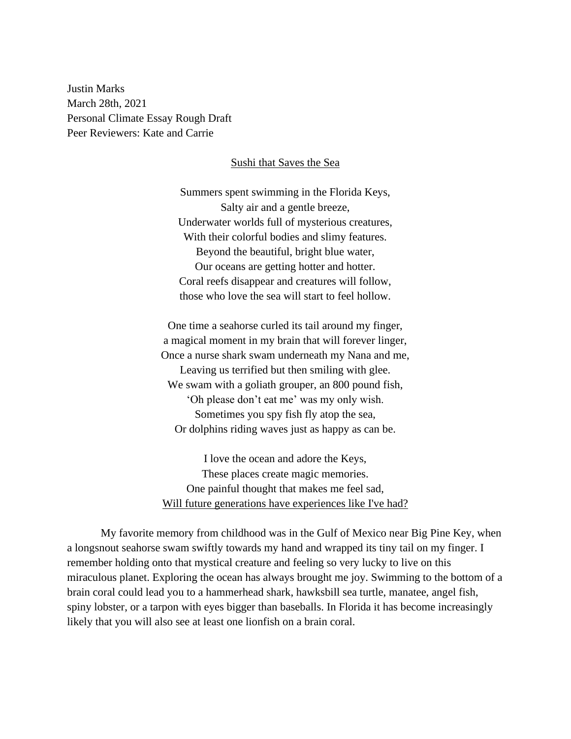Justin Marks
March 28th, 2021
Personal Climate Essay Rough Draft
Peer Reviewers: Kate and Carrie

<u>Sushi that Saves the Sea</u>

Summers spent swimming in the Florida Keys,
Salty air and a gentle breeze,
Underwater worlds full of mysterious creatures,
With their colorful bodies and slimy features.
Beyond the beautiful, bright blue water,
Our oceans are getting hotter and hotter.
Coral reefs disappear and creatures will follow,
those who love the sea will start to feel hollow.

One time a seahorse curled its tail around my finger,
a magical moment in my brain that will forever linger,
Once a nurse shark swam underneath my Nana and me,
Leaving us terrified but then smiling with glee.
We swam with a goliath grouper, an 800 pound fish,
'Oh please don't eat me' was my only wish.
Sometimes you spy fish fly atop the sea,
Or dolphins riding waves just as happy as can be.

I love the ocean and adore the Keys,
These places create magic memories.
One painful thought that makes me feel sad,
<u>Will future generations have experiences like I've had?</u>

My favorite memory from childhood was in the Gulf of Mexico near Big Pine Key, when a longsnout seahorse swam swiftly towards my hand and wrapped its tiny tail on my finger. I remember holding onto that mystical creature and feeling so very lucky to live on this miraculous planet. Exploring the ocean has always brought me joy. Swimming to the bottom of a brain coral could lead you to a hammerhead shark, hawksbill sea turtle, manatee, angel fish, spiny lobster, or a tarpon with eyes bigger than baseballs. In Florida it has become increasingly likely that you will also see at least one lionfish on a brain coral.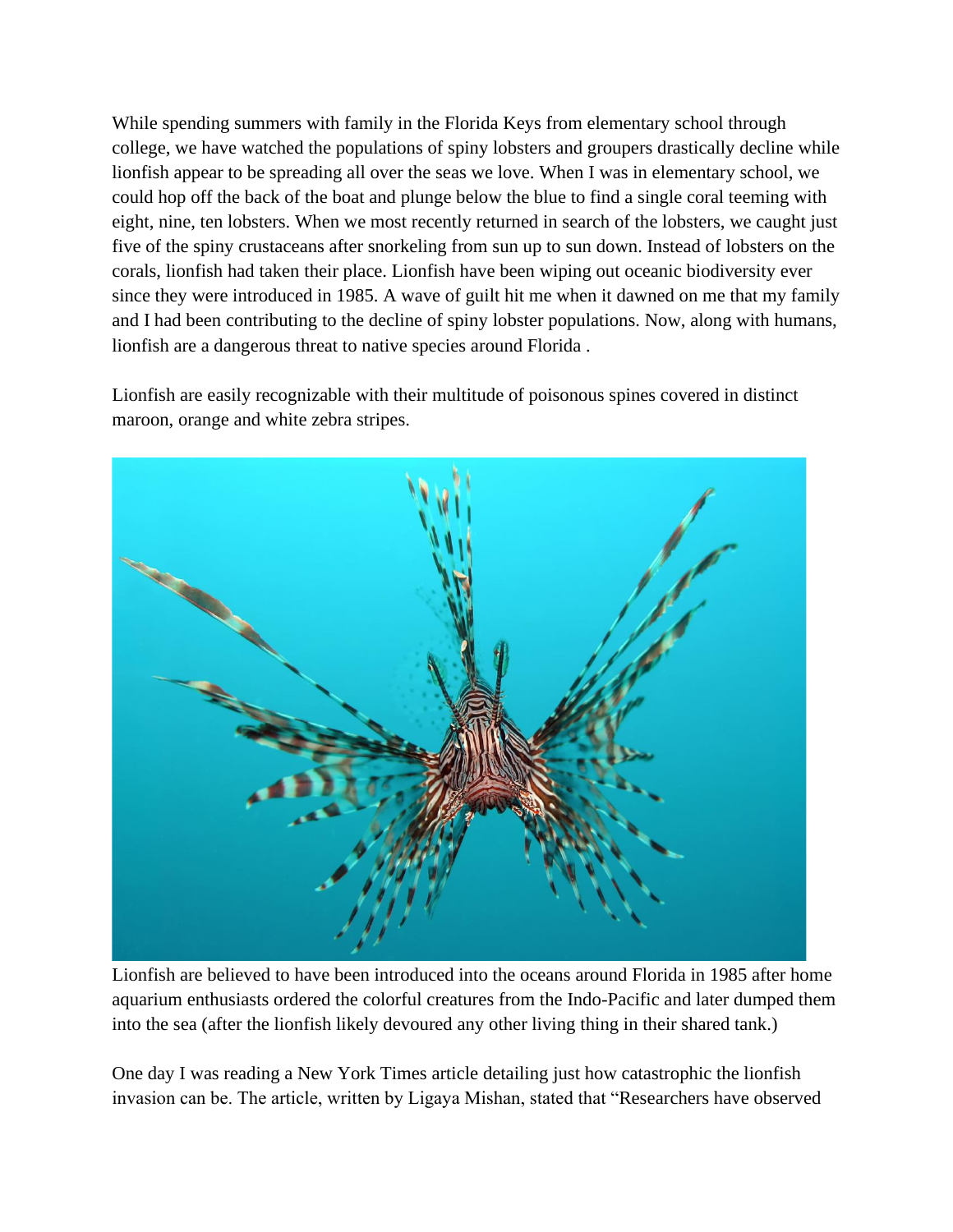While spending summers with family in the Florida Keys from elementary school through college, we have watched the populations of spiny lobsters and groupers drastically decline while lionfish appear to be spreading all over the seas we love. When I was in elementary school, we could hop off the back of the boat and plunge below the blue to find a single coral teeming with eight, nine, ten lobsters. When we most recently returned in search of the lobsters, we caught just five of the spiny crustaceans after snorkeling from sun up to sun down. Instead of lobsters on the corals, lionfish had taken their place. Lionfish have been wiping out oceanic biodiversity ever since they were introduced in 1985. A wave of guilt hit me when it dawned on me that my family and I had been contributing to the decline of spiny lobster populations. Now, along with humans, lionfish are a dangerous threat to native species around Florida .

Lionfish are easily recognizable with their multitude of poisonous spines covered in distinct maroon, orange and white zebra stripes.

Lionfish are believed to have been introduced into the oceans around Florida in 1985 after home aquarium enthusiasts ordered the colorful creatures from the Indo-Pacific and later dumped them into the sea (after the lionfish likely devoured any other living thing in their shared tank.)

One day I was reading a New York Times article detailing just how catastrophic the lionfish invasion can be. The article, written by Ligaya Mishan, stated that "Researchers have observed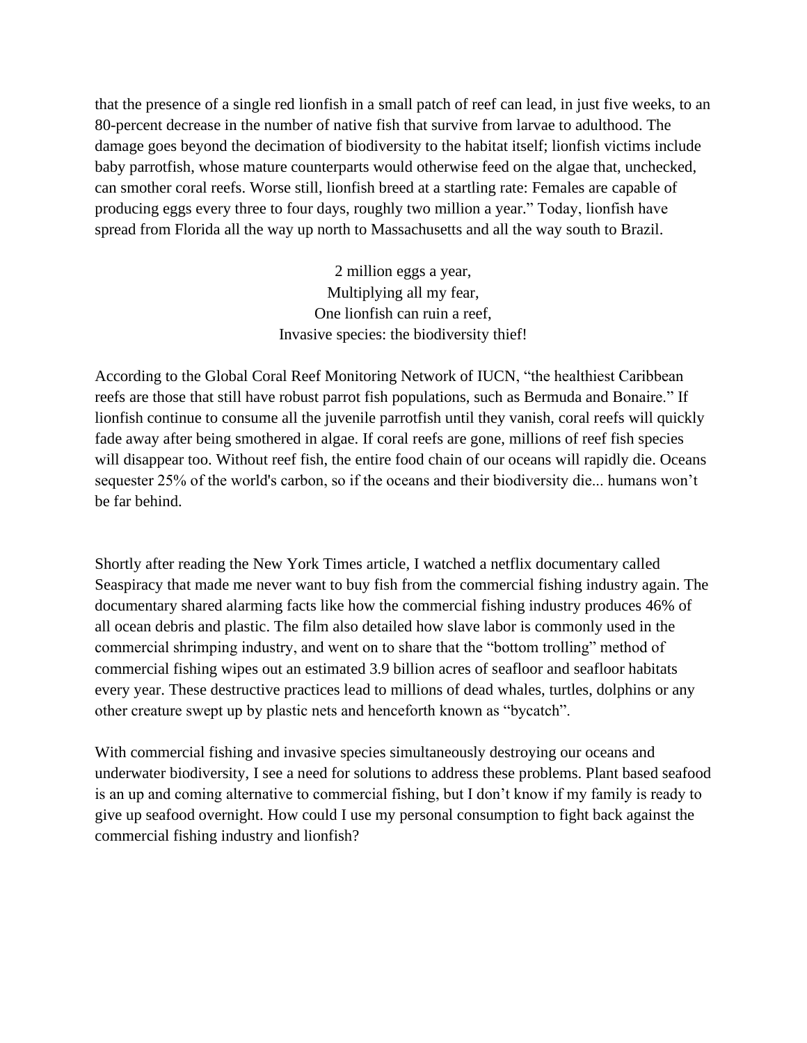that the presence of a single red lionfish in a small patch of reef can lead, in just five weeks, to an 80-percent decrease in the number of native fish that survive from larvae to adulthood. The damage goes beyond the decimation of biodiversity to the habitat itself; lionfish victims include baby parrotfish, whose mature counterparts would otherwise feed on the algae that, unchecked, can smother coral reefs. Worse still, lionfish breed at a startling rate: Females are capable of producing eggs every three to four days, roughly two million a year." Today, lionfish have spread from Florida all the way up north to Massachusetts and all the way south to Brazil.

2 million eggs a year,
Multiplying all my fear,
One lionfish can ruin a reef,
Invasive species: the biodiversity thief!

According to the Global Coral Reef Monitoring Network of IUCN, "the healthiest Caribbean reefs are those that still have robust parrot fish populations, such as Bermuda and Bonaire." If lionfish continue to consume all the juvenile parrotfish until they vanish, coral reefs will quickly fade away after being smothered in algae. If coral reefs are gone, millions of reef fish species will disappear too. Without reef fish, the entire food chain of our oceans will rapidly die. Oceans sequester 25% of the world's carbon, so if the oceans and their biodiversity die... humans won't be far behind.

Shortly after reading the New York Times article, I watched a netflix documentary called Seaspiracy that made me never want to buy fish from the commercial fishing industry again. The documentary shared alarming facts like how the commercial fishing industry produces 46% of all ocean debris and plastic. The film also detailed how slave labor is commonly used in the commercial shrimping industry, and went on to share that the "bottom trolling" method of commercial fishing wipes out an estimated 3.9 billion acres of seafloor and seafloor habitats every year. These destructive practices lead to millions of dead whales, turtles, dolphins or any other creature swept up by plastic nets and henceforth known as "bycatch".

With commercial fishing and invasive species simultaneously destroying our oceans and underwater biodiversity, I see a need for solutions to address these problems. Plant based seafood is an up and coming alternative to commercial fishing, but I don't know if my family is ready to give up seafood overnight. How could I use my personal consumption to fight back against the commercial fishing industry and lionfish?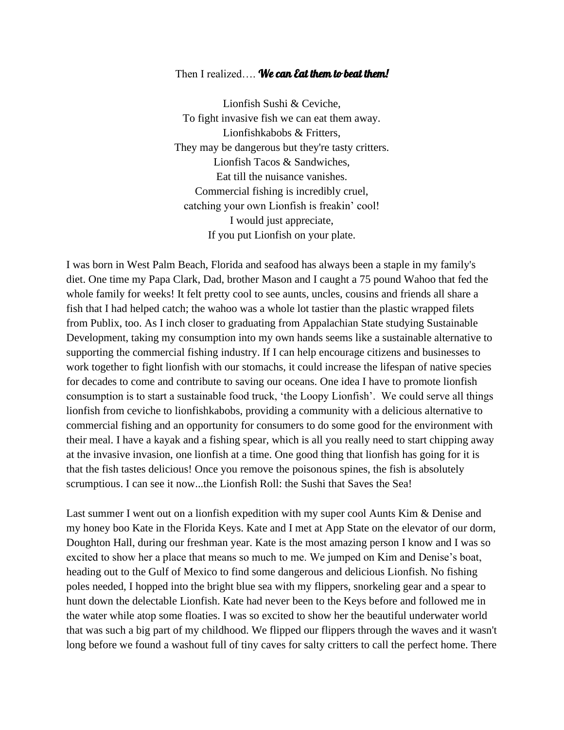Then I realized…. ***We can Eat them to beat them!***

Lionfish Sushi & Ceviche,  
To fight invasive fish we can eat them away.  
Lionfishkabobs & Fritters,  
They may be dangerous but they're tasty critters.  
Lionfish Tacos & Sandwiches,  
Eat till the nuisance vanishes.  
Commercial fishing is incredibly cruel,  
catching your own Lionfish is freakin' cool!  
I would just appreciate,  
If you put Lionfish on your plate.

I was born in West Palm Beach, Florida and seafood has always been a staple in my family's diet. One time my Papa Clark, Dad, brother Mason and I caught a 75 pound Wahoo that fed the whole family for weeks! It felt pretty cool to see aunts, uncles, cousins and friends all share a fish that I had helped catch; the wahoo was a whole lot tastier than the plastic wrapped filets from Publix, too. As I inch closer to graduating from Appalachian State studying Sustainable Development, taking my consumption into my own hands seems like a sustainable alternative to supporting the commercial fishing industry. If I can help encourage citizens and businesses to work together to fight lionfish with our stomachs, it could increase the lifespan of native species for decades to come and contribute to saving our oceans. One idea I have to promote lionfish consumption is to start a sustainable food truck, 'the Loopy Lionfish'. We could serve all things lionfish from ceviche to lionfishkabobs, providing a community with a delicious alternative to commercial fishing and an opportunity for consumers to do some good for the environment with their meal. I have a kayak and a fishing spear, which is all you really need to start chipping away at the invasive invasion, one lionfish at a time. One good thing that lionfish has going for it is that the fish tastes delicious! Once you remove the poisonous spines, the fish is absolutely scrumptious. I can see it now...the Lionfish Roll: the Sushi that Saves the Sea!

Last summer I went out on a lionfish expedition with my super cool Aunts Kim & Denise and my honey boo Kate in the Florida Keys. Kate and I met at App State on the elevator of our dorm, Doughton Hall, during our freshman year. Kate is the most amazing person I know and I was so excited to show her a place that means so much to me. We jumped on Kim and Denise's boat, heading out to the Gulf of Mexico to find some dangerous and delicious Lionfish. No fishing poles needed, I hopped into the bright blue sea with my flippers, snorkeling gear and a spear to hunt down the delectable Lionfish. Kate had never been to the Keys before and followed me in the water while atop some floaties. I was so excited to show her the beautiful underwater world that was such a big part of my childhood. We flipped our flippers through the waves and it wasn't long before we found a washout full of tiny caves for salty critters to call the perfect home. There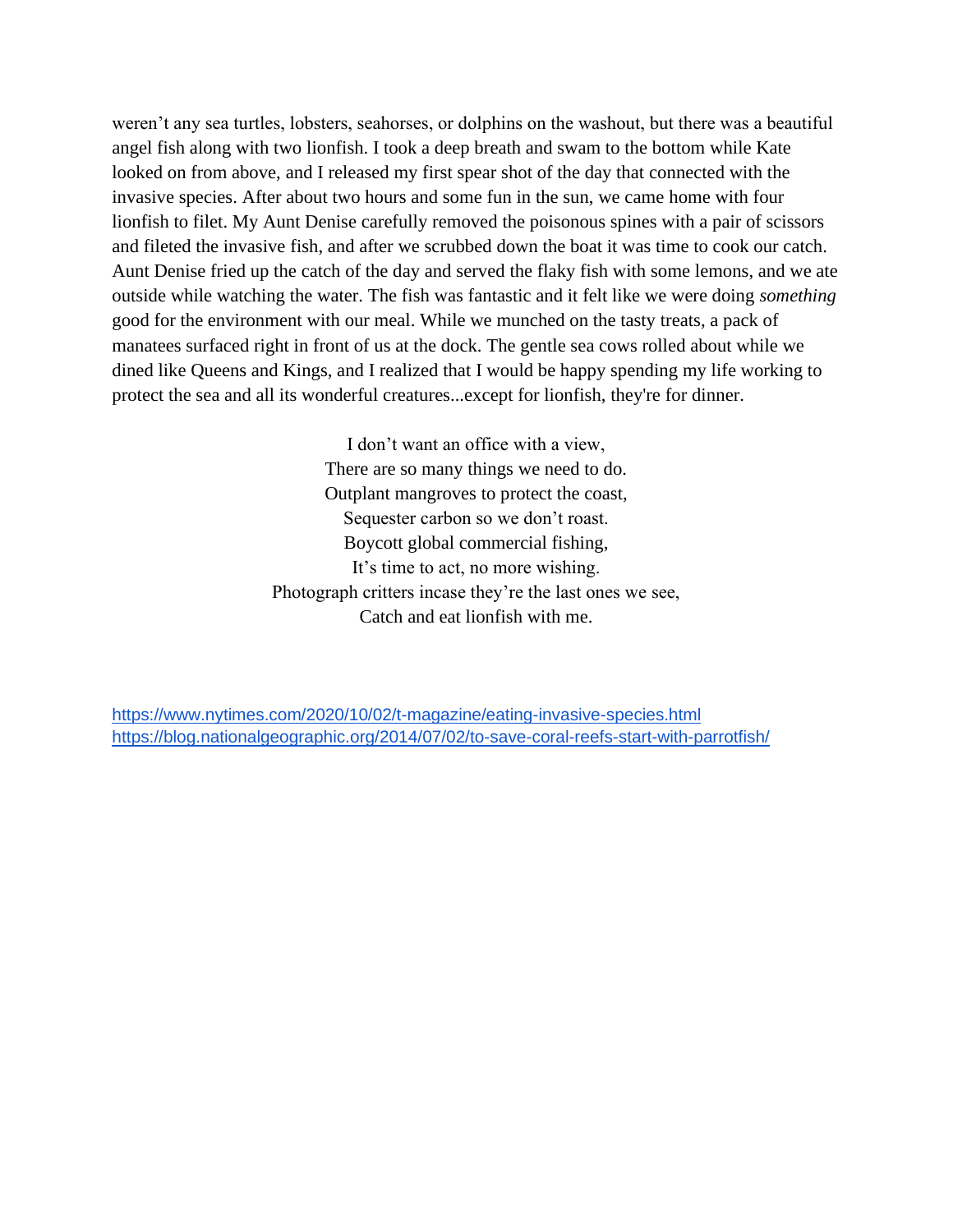weren't any sea turtles, lobsters, seahorses, or dolphins on the washout, but there was a beautiful angel fish along with two lionfish. I took a deep breath and swam to the bottom while Kate looked on from above, and I released my first spear shot of the day that connected with the invasive species. After about two hours and some fun in the sun, we came home with four lionfish to filet. My Aunt Denise carefully removed the poisonous spines with a pair of scissors and fileted the invasive fish, and after we scrubbed down the boat it was time to cook our catch. Aunt Denise fried up the catch of the day and served the flaky fish with some lemons, and we ate outside while watching the water. The fish was fantastic and it felt like we were doing *something* good for the environment with our meal. While we munched on the tasty treats, a pack of manatees surfaced right in front of us at the dock. The gentle sea cows rolled about while we dined like Queens and Kings, and I realized that I would be happy spending my life working to protect the sea and all its wonderful creatures...except for lionfish, they're for dinner.

I don't want an office with a view,  
There are so many things we need to do.  
Outplant mangroves to protect the coast,  
Sequester carbon so we don't roast.  
Boycott global commercial fishing,  
It's time to act, no more wishing.  
Photograph critters incase they're the last ones we see,  
Catch and eat lionfish with me.

https://www.nytimes.com/2020/10/02/t-magazine/eating-invasive-species.html  
https://blog.nationalgeographic.org/2014/07/02/to-save-coral-reefs-start-with-parrotfish/